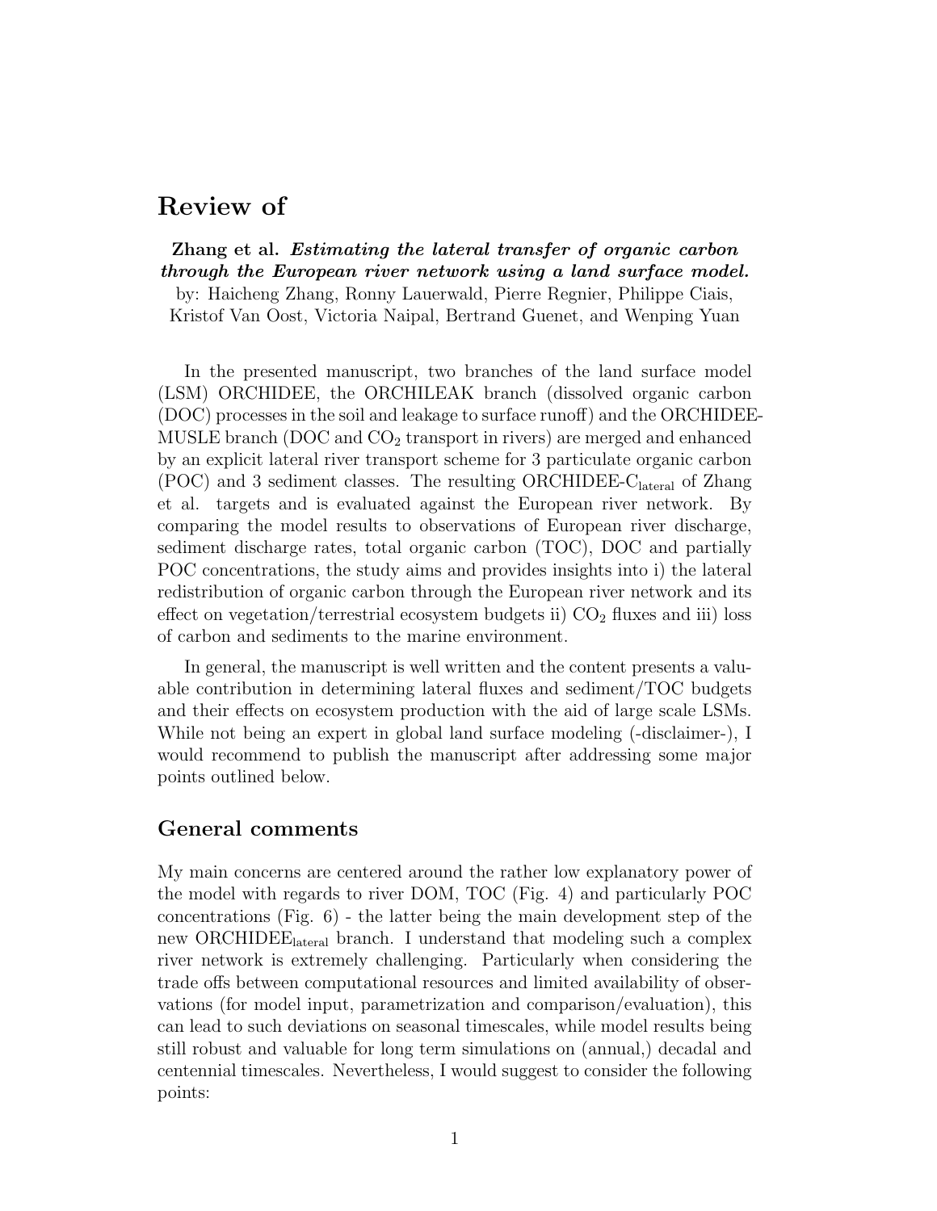# Review of

**Zhang et al.** ***Estimating the lateral transfer of organic carbon through the European river network using a land surface model.***
by: Haicheng Zhang, Ronny Lauerwald, Pierre Regnier, Philippe Ciais, Kristof Van Oost, Victoria Naipal, Bertrand Guenet, and Wenping Yuan

In the presented manuscript, two branches of the land surface model (LSM) ORCHIDEE, the ORCHILEAK branch (dissolved organic carbon (DOC) processes in the soil and leakage to surface runoff) and the ORCHIDEE-MUSLE branch (DOC and $CO_2$ transport in rivers) are merged and enhanced by an explicit lateral river transport scheme for 3 particulate organic carbon (POC) and 3 sediment classes. The resulting ORCHIDEE-$C_{lateral}$ of Zhang et al. targets and is evaluated against the European river network. By comparing the model results to observations of European river discharge, sediment discharge rates, total organic carbon (TOC), DOC and partially POC concentrations, the study aims and provides insights into i) the lateral redistribution of organic carbon through the European river network and its effect on vegetation/terrestrial ecosystem budgets ii) $CO_2$ fluxes and iii) loss of carbon and sediments to the marine environment.

In general, the manuscript is well written and the content presents a valuable contribution in determining lateral fluxes and sediment/TOC budgets and their effects on ecosystem production with the aid of large scale LSMs. While not being an expert in global land surface modeling (-disclaimer-), I would recommend to publish the manuscript after addressing some major points outlined below.

## General comments

My main concerns are centered around the rather low explanatory power of the model with regards to river DOM, TOC (Fig. 4) and particularly POC concentrations (Fig. 6) - the latter being the main development step of the new $ORCHIDEE_{lateral}$ branch. I understand that modeling such a complex river network is extremely challenging. Particularly when considering the trade offs between computational resources and limited availability of observations (for model input, parametrization and comparison/evaluation), this can lead to such deviations on seasonal timescales, while model results being still robust and valuable for long term simulations on (annual,) decadal and centennial timescales. Nevertheless, I would suggest to consider the following points: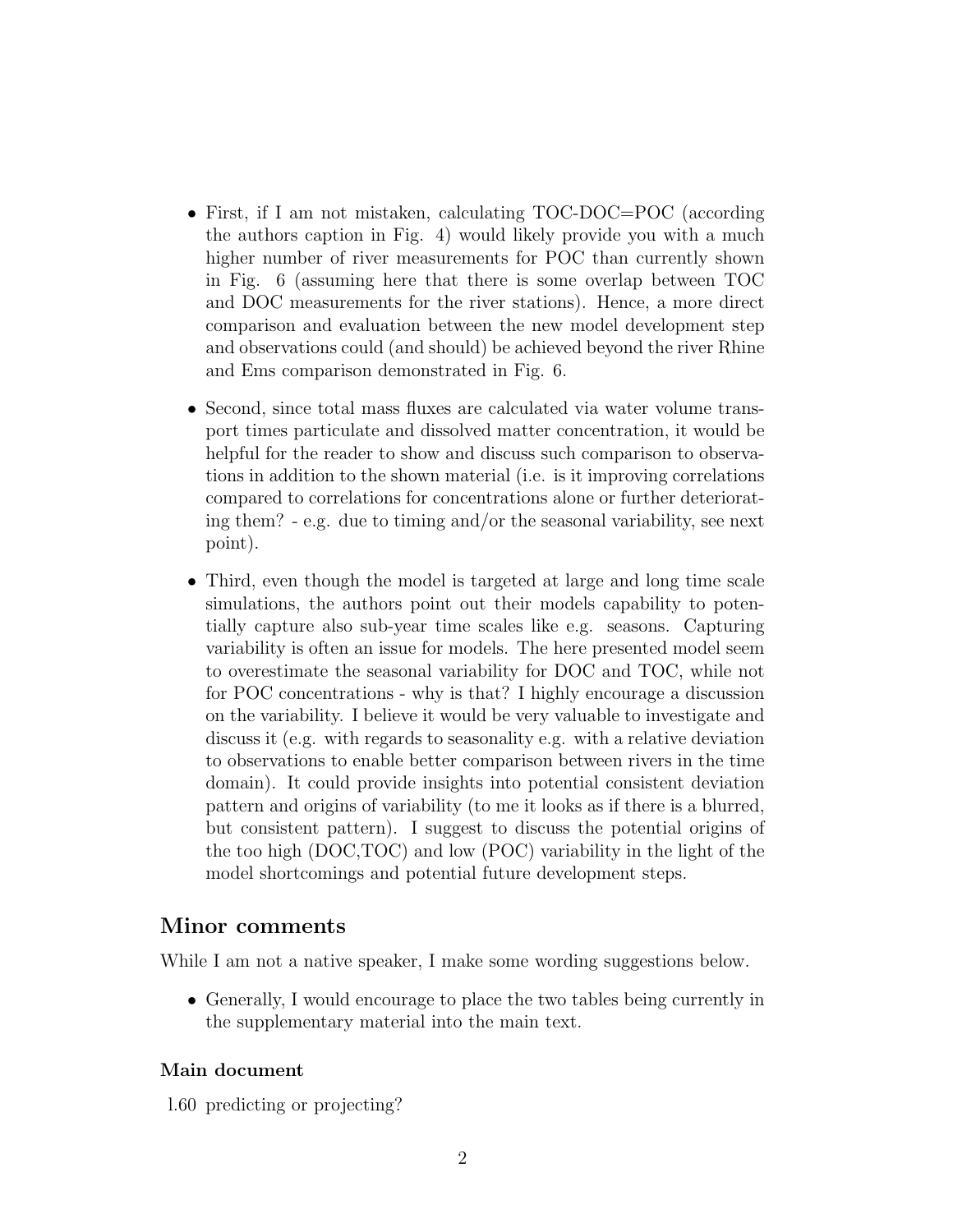- First, if I am not mistaken, calculating TOC-DOC=POC (according the authors caption in Fig. 4) would likely provide you with a much higher number of river measurements for POC than currently shown in Fig. 6 (assuming here that there is some overlap between TOC and DOC measurements for the river stations). Hence, a more direct comparison and evaluation between the new model development step and observations could (and should) be achieved beyond the river Rhine and Ems comparison demonstrated in Fig. 6.

- Second, since total mass fluxes are calculated via water volume transport times particulate and dissolved matter concentration, it would be helpful for the reader to show and discuss such comparison to observations in addition to the shown material (i.e. is it improving correlations compared to correlations for concentrations alone or further deteriorating them? - e.g. due to timing and/or the seasonal variability, see next point).

- Third, even though the model is targeted at large and long time scale simulations, the authors point out their models capability to potentially capture also sub-year time scales like e.g. seasons. Capturing variability is often an issue for models. The here presented model seem to overestimate the seasonal variability for DOC and TOC, while not for POC concentrations - why is that? I highly encourage a discussion on the variability. I believe it would be very valuable to investigate and discuss it (e.g. with regards to seasonality e.g. with a relative deviation to observations to enable better comparison between rivers in the time domain). It could provide insights into potential consistent deviation pattern and origins of variability (to me it looks as if there is a blurred, but consistent pattern). I suggest to discuss the potential origins of the too high (DOC,TOC) and low (POC) variability in the light of the model shortcomings and potential future development steps.

## Minor comments

While I am not a native speaker, I make some wording suggestions below.

- Generally, I would encourage to place the two tables being currently in the supplementary material into the main text.

### Main document

l.60 predicting or projecting?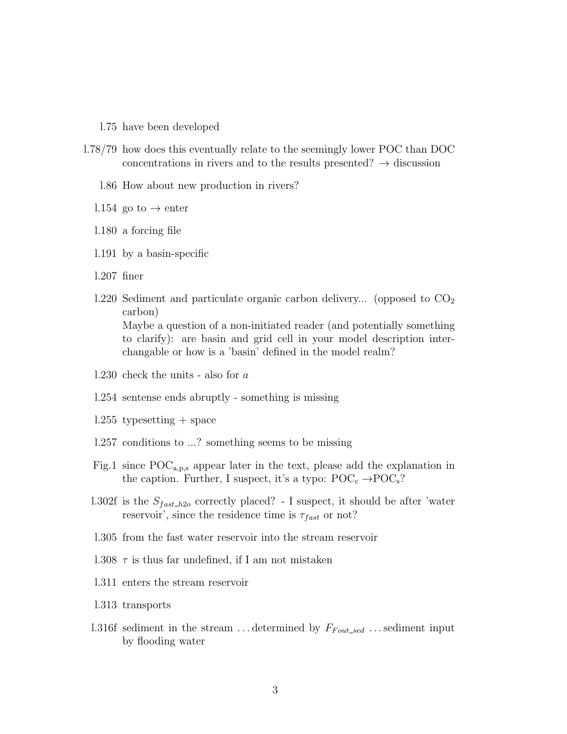l.75 have been developed

l.78/79 how does this eventually relate to the seemingly lower POC than DOC concentrations in rivers and to the results presented? → discussion

l.86 How about new production in rivers?

l.154 go to → enter

l.180 a forcing file

l.191 by a basin-specific

l.207 finer

l.220 Sediment and particulate organic carbon delivery... (opposed to $CO_2$ carbon)
Maybe a question of a non-initiated reader (and potentially something to clarify): are basin and grid cell in your model description interchangable or how is a 'basin' defined in the model realm?

l.230 check the units - also for $a$

l.254 sentense ends abruptly - something is missing

l.255 typesetting + space

l.257 conditions to ...? something seems to be missing

Fig.1 since $POC_{a,p,s}$ appear later in the text, please add the explanation in the caption. Further, I suspect, it's a typo: $POC_c \rightarrow POC_s$?

l.302f is the $S_{fast\_h2o}$ correctly placed? - I suspect, it should be after 'water reservoir', since the residence time is $\tau_{fast}$ or not?

l.305 from the fast water reservoir into the stream reservoir

l.308 $\tau$ is thus far undefined, if I am not mistaken

l.311 enters the stream reservoir

l.313 transports

l.316f sediment in the stream ... determined by $F_{Fout\_sed}$ ... sediment input by flooding water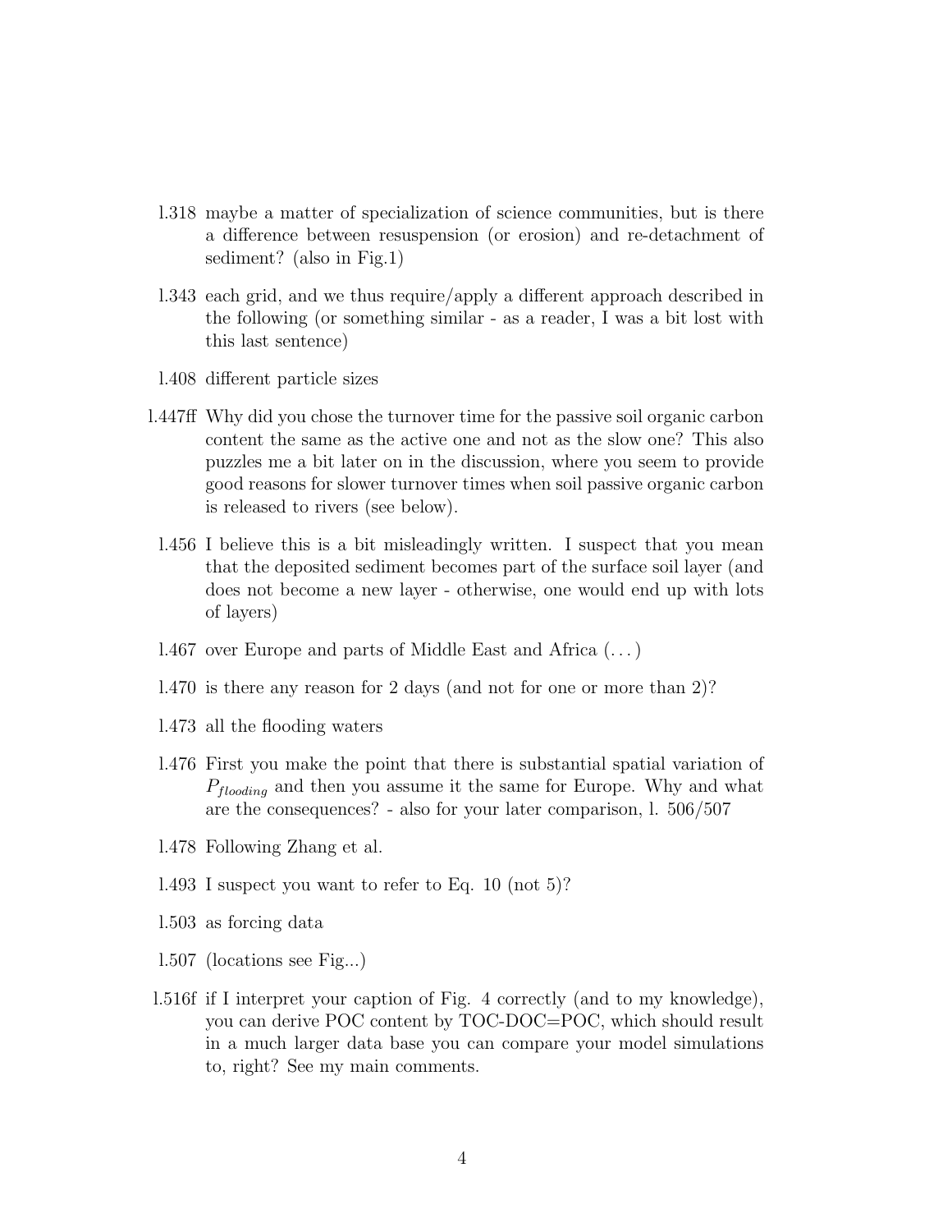l.318 maybe a matter of specialization of science communities, but is there a difference between resuspension (or erosion) and re-detachment of sediment? (also in Fig.1)

l.343 each grid, and we thus require/apply a different approach described in the following (or something similar - as a reader, I was a bit lost with this last sentence)

l.408 different particle sizes

l.447ff Why did you chose the turnover time for the passive soil organic carbon content the same as the active one and not as the slow one? This also puzzles me a bit later on in the discussion, where you seem to provide good reasons for slower turnover times when soil passive organic carbon is released to rivers (see below).

l.456 I believe this is a bit misleadingly written. I suspect that you mean that the deposited sediment becomes part of the surface soil layer (and does not become a new layer - otherwise, one would end up with lots of layers)

l.467 over Europe and parts of Middle East and Africa (...)

l.470 is there any reason for 2 days (and not for one or more than 2)?

l.473 all the flooding waters

l.476 First you make the point that there is substantial spatial variation of $P_{flooding}$ and then you assume it the same for Europe. Why and what are the consequences? - also for your later comparison, l. 506/507

l.478 Following Zhang et al.

l.493 I suspect you want to refer to Eq. 10 (not 5)?

l.503 as forcing data

l.507 (locations see Fig...)

l.516f if I interpret your caption of Fig. 4 correctly (and to my knowledge), you can derive POC content by TOC-DOC=POC, which should result in a much larger data base you can compare your model simulations to, right? See my main comments.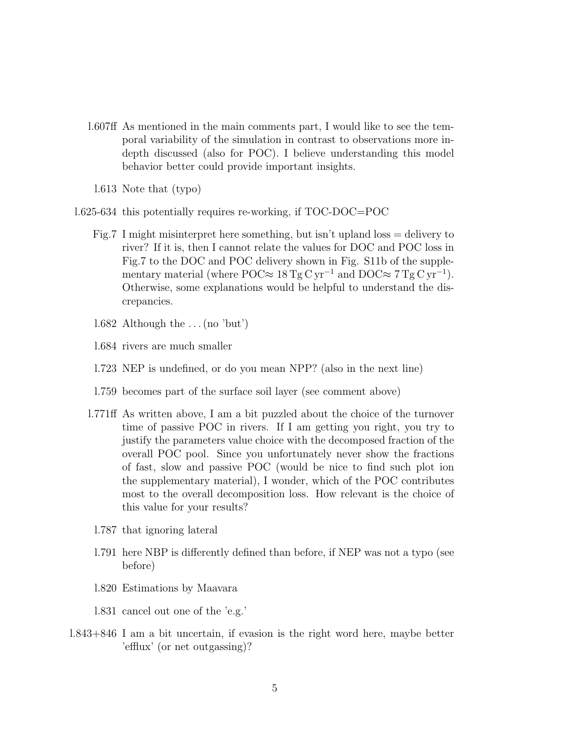- **l.607ff** As mentioned in the main comments part, I would like to see the temporal variability of the simulation in contrast to observations more in-depth discussed (also for POC). I believe understanding this model behavior better could provide important insights.

- **l.613** Note that (typo)

- **l.625-634** this potentially requires re-working, if TOC-DOC=POC

- **Fig.7** I might misinterpret here something, but isn't upland loss = delivery to river? If it is, then I cannot relate the values for DOC and POC loss in Fig.7 to the DOC and POC delivery shown in Fig. S11b of the supplementary material (where POC$\approx$ 18 $\mathrm{Tg\,C\,yr^{-1}}$ and DOC$\approx$ 7 $\mathrm{Tg\,C\,yr^{-1}}$). Otherwise, some explanations would be helpful to understand the discrepancies.

- **l.682** Although the ... (no 'but')

- **l.684** rivers are much smaller

- **l.723** NEP is undefined, or do you mean NPP? (also in the next line)

- **l.759** becomes part of the surface soil layer (see comment above)

- **l.771ff** As written above, I am a bit puzzled about the choice of the turnover time of passive POC in rivers. If I am getting you right, you try to justify the parameters value choice with the decomposed fraction of the overall POC pool. Since you unfortunately never show the fractions of fast, slow and passive POC (would be nice to find such plot ion the supplementary material), I wonder, which of the POC contributes most to the overall decomposition loss. How relevant is the choice of this value for your results?

- **l.787** that ignoring lateral

- **l.791** here NBP is differently defined than before, if NEP was not a typo (see before)

- **l.820** Estimations by Maavara

- **l.831** cancel out one of the 'e.g.'

- **l.843+846** I am a bit uncertain, if evasion is the right word here, maybe better 'efflux' (or net outgassing)?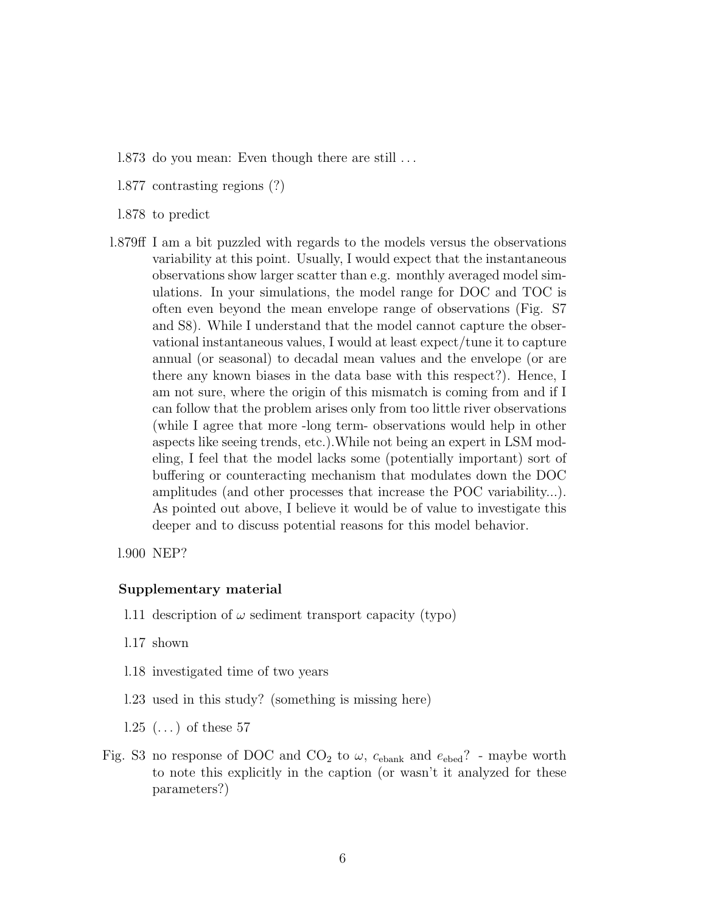l.873 do you mean: Even though there are still . . .

l.877 contrasting regions (?)

l.878 to predict

l.879ff I am a bit puzzled with regards to the models versus the observations variability at this point. Usually, I would expect that the instantaneous observations show larger scatter than e.g. monthly averaged model simulations. In your simulations, the model range for DOC and TOC is often even beyond the mean envelope range of observations (Fig. S7 and S8). While I understand that the model cannot capture the observational instantaneous values, I would at least expect/tune it to capture annual (or seasonal) to decadal mean values and the envelope (or are there any known biases in the data base with this respect?). Hence, I am not sure, where the origin of this mismatch is coming from and if I can follow that the problem arises only from too little river observations (while I agree that more -long term- observations would help in other aspects like seeing trends, etc.).While not being an expert in LSM modeling, I feel that the model lacks some (potentially important) sort of buffering or counteracting mechanism that modulates down the DOC amplitudes (and other processes that increase the POC variability...). As pointed out above, I believe it would be of value to investigate this deeper and to discuss potential reasons for this model behavior.

l.900 NEP?

### Supplementary material

l.11 description of $\omega$ sediment transport capacity (typo)

l.17 shown

l.18 investigated time of two years

l.23 used in this study? (something is missing here)

l.25 (. . . ) of these 57

Fig. S3 no response of DOC and $CO_2$ to $\omega$, $c_{\mathrm{ebank}}$ and $e_{\mathrm{ebed}}$? - maybe worth to note this explicitly in the caption (or wasn't it analyzed for these parameters?)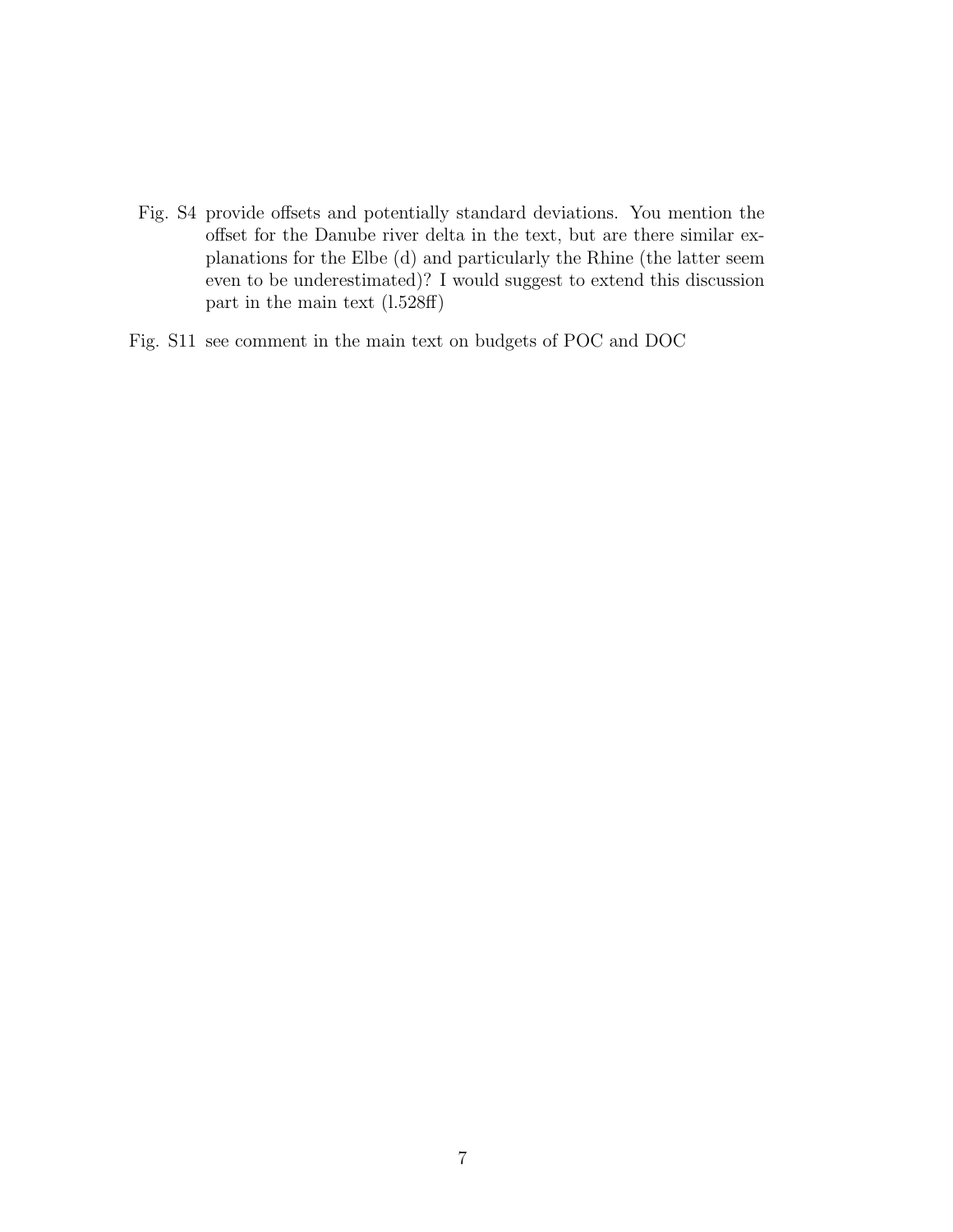- Fig. S4 provide offsets and potentially standard deviations. You mention the offset for the Danube river delta in the text, but are there similar explanations for the Elbe (d) and particularly the Rhine (the latter seem even to be underestimated)? I would suggest to extend this discussion part in the main text (l.528ff)

- Fig. S11 see comment in the main text on budgets of POC and DOC